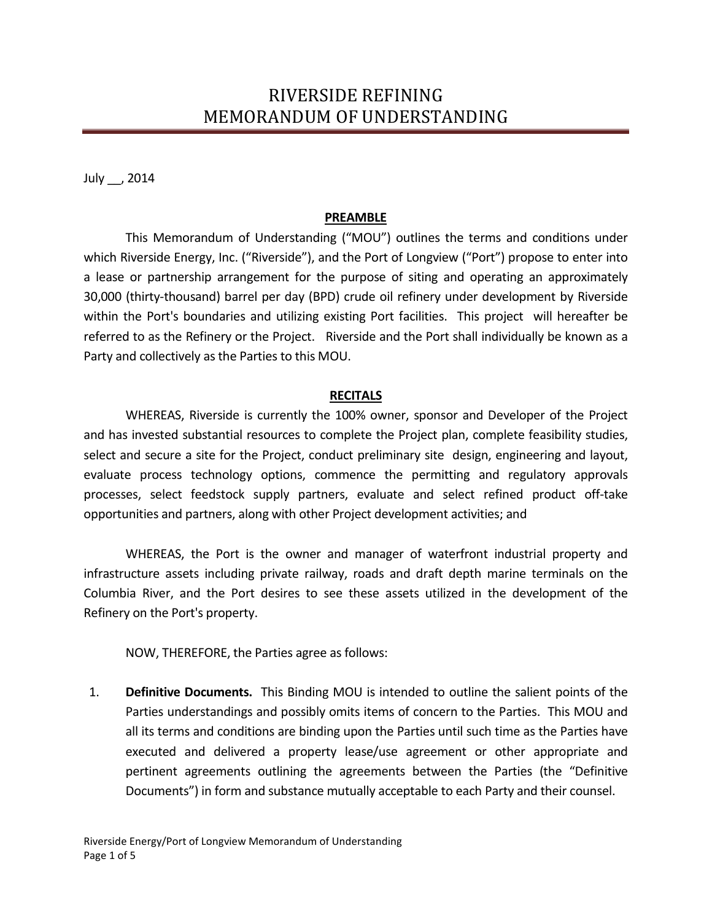# RIVERSIDE REFINING
# MEMORANDUM OF UNDERSTANDING

July __, 2014

**PREAMBLE**

This Memorandum of Understanding ("MOU") outlines the terms and conditions under which Riverside Energy, Inc. ("Riverside"), and the Port of Longview ("Port") propose to enter into a lease or partnership arrangement for the purpose of siting and operating an approximately 30,000 (thirty-thousand) barrel per day (BPD) crude oil refinery under development by Riverside within the Port's boundaries and utilizing existing Port facilities. This project will hereafter be referred to as the Refinery or the Project. Riverside and the Port shall individually be known as a Party and collectively as the Parties to this MOU.

**RECITALS**

WHEREAS, Riverside is currently the 100% owner, sponsor and Developer of the Project and has invested substantial resources to complete the Project plan, complete feasibility studies, select and secure a site for the Project, conduct preliminary site design, engineering and layout, evaluate process technology options, commence the permitting and regulatory approvals processes, select feedstock supply partners, evaluate and select refined product off-take opportunities and partners, along with other Project development activities; and

WHEREAS, the Port is the owner and manager of waterfront industrial property and infrastructure assets including private railway, roads and draft depth marine terminals on the Columbia River, and the Port desires to see these assets utilized in the development of the Refinery on the Port's property.

NOW, THEREFORE, the Parties agree as follows:

1. **Definitive Documents.** This Binding MOU is intended to outline the salient points of the Parties understandings and possibly omits items of concern to the Parties. This MOU and all its terms and conditions are binding upon the Parties until such time as the Parties have executed and delivered a property lease/use agreement or other appropriate and pertinent agreements outlining the agreements between the Parties (the "Definitive Documents") in form and substance mutually acceptable to each Party and their counsel.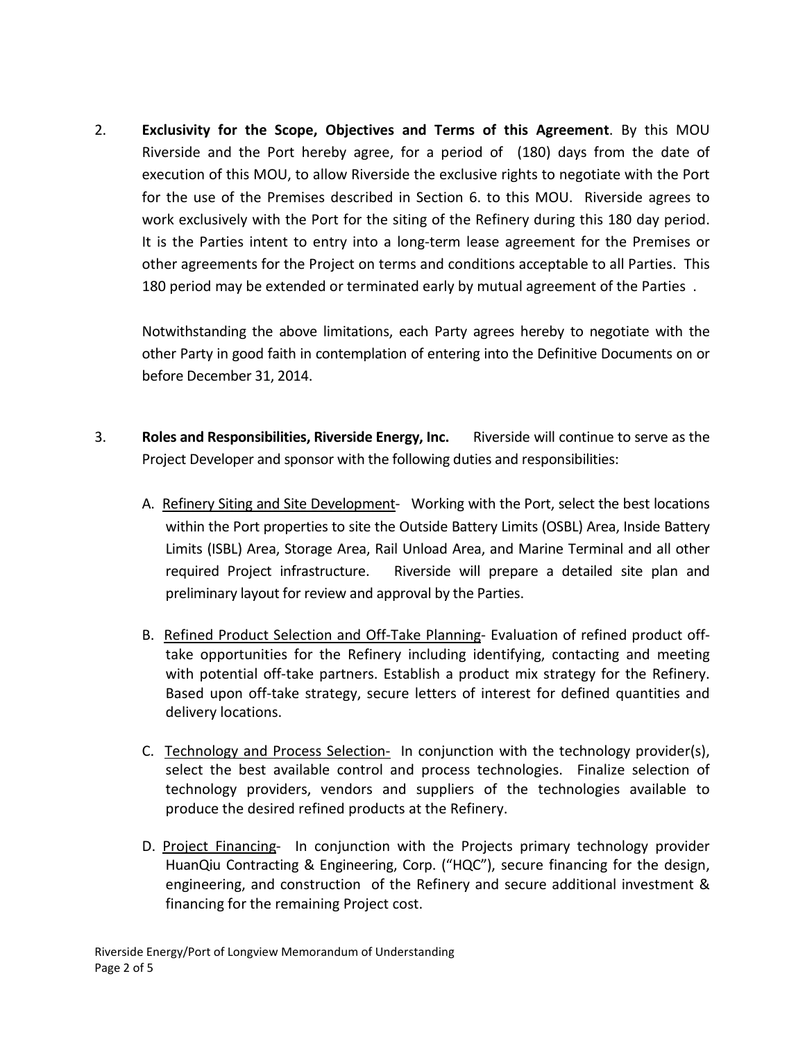2. **Exclusivity for the Scope, Objectives and Terms of this Agreement**. By this MOU Riverside and the Port hereby agree, for a period of (180) days from the date of execution of this MOU, to allow Riverside the exclusive rights to negotiate with the Port for the use of the Premises described in Section 6. to this MOU. Riverside agrees to work exclusively with the Port for the siting of the Refinery during this 180 day period. It is the Parties intent to entry into a long-term lease agreement for the Premises or other agreements for the Project on terms and conditions acceptable to all Parties. This 180 period may be extended or terminated early by mutual agreement of the Parties .

   Notwithstanding the above limitations, each Party agrees hereby to negotiate with the other Party in good faith in contemplation of entering into the Definitive Documents on or before December 31, 2014.

3. **Roles and Responsibilities, Riverside Energy, Inc.** Riverside will continue to serve as the Project Developer and sponsor with the following duties and responsibilities:

   A. Refinery Siting and Site Development- Working with the Port, select the best locations within the Port properties to site the Outside Battery Limits (OSBL) Area, Inside Battery Limits (ISBL) Area, Storage Area, Rail Unload Area, and Marine Terminal and all other required Project infrastructure. Riverside will prepare a detailed site plan and preliminary layout for review and approval by the Parties.

   B. Refined Product Selection and Off-Take Planning- Evaluation of refined product off-take opportunities for the Refinery including identifying, contacting and meeting with potential off-take partners. Establish a product mix strategy for the Refinery. Based upon off-take strategy, secure letters of interest for defined quantities and delivery locations.

   C. Technology and Process Selection- In conjunction with the technology provider(s), select the best available control and process technologies. Finalize selection of technology providers, vendors and suppliers of the technologies available to produce the desired refined products at the Refinery.

   D. Project Financing- In conjunction with the Projects primary technology provider HuanQiu Contracting & Engineering, Corp. ("HQC"), secure financing for the design, engineering, and construction of the Refinery and secure additional investment & financing for the remaining Project cost.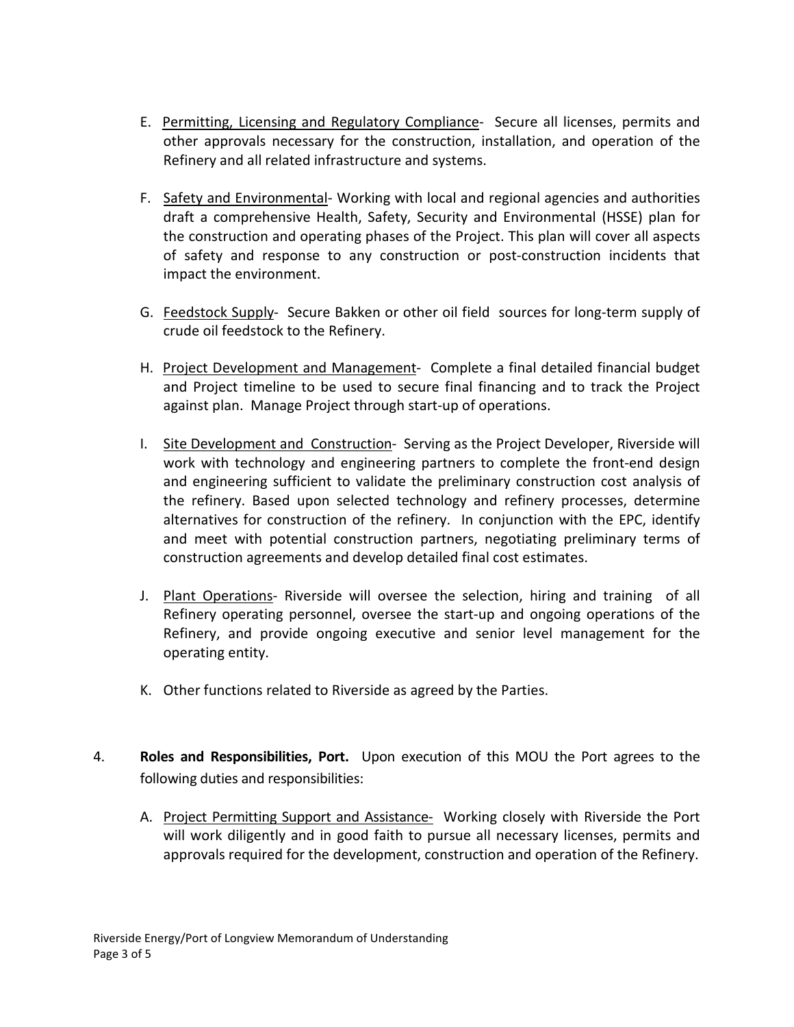E. Permitting, Licensing and Regulatory Compliance- Secure all licenses, permits and other approvals necessary for the construction, installation, and operation of the Refinery and all related infrastructure and systems.

F. Safety and Environmental- Working with local and regional agencies and authorities draft a comprehensive Health, Safety, Security and Environmental (HSSE) plan for the construction and operating phases of the Project. This plan will cover all aspects of safety and response to any construction or post-construction incidents that impact the environment.

G. Feedstock Supply- Secure Bakken or other oil field sources for long-term supply of crude oil feedstock to the Refinery.

H. Project Development and Management- Complete a final detailed financial budget and Project timeline to be used to secure final financing and to track the Project against plan. Manage Project through start-up of operations.

I. Site Development and Construction- Serving as the Project Developer, Riverside will work with technology and engineering partners to complete the front-end design and engineering sufficient to validate the preliminary construction cost analysis of the refinery. Based upon selected technology and refinery processes, determine alternatives for construction of the refinery. In conjunction with the EPC, identify and meet with potential construction partners, negotiating preliminary terms of construction agreements and develop detailed final cost estimates.

J. Plant Operations- Riverside will oversee the selection, hiring and training of all Refinery operating personnel, oversee the start-up and ongoing operations of the Refinery, and provide ongoing executive and senior level management for the operating entity.

K. Other functions related to Riverside as agreed by the Parties.

4. **Roles and Responsibilities, Port.** Upon execution of this MOU the Port agrees to the following duties and responsibilities:

   A. Project Permitting Support and Assistance- Working closely with Riverside the Port will work diligently and in good faith to pursue all necessary licenses, permits and approvals required for the development, construction and operation of the Refinery.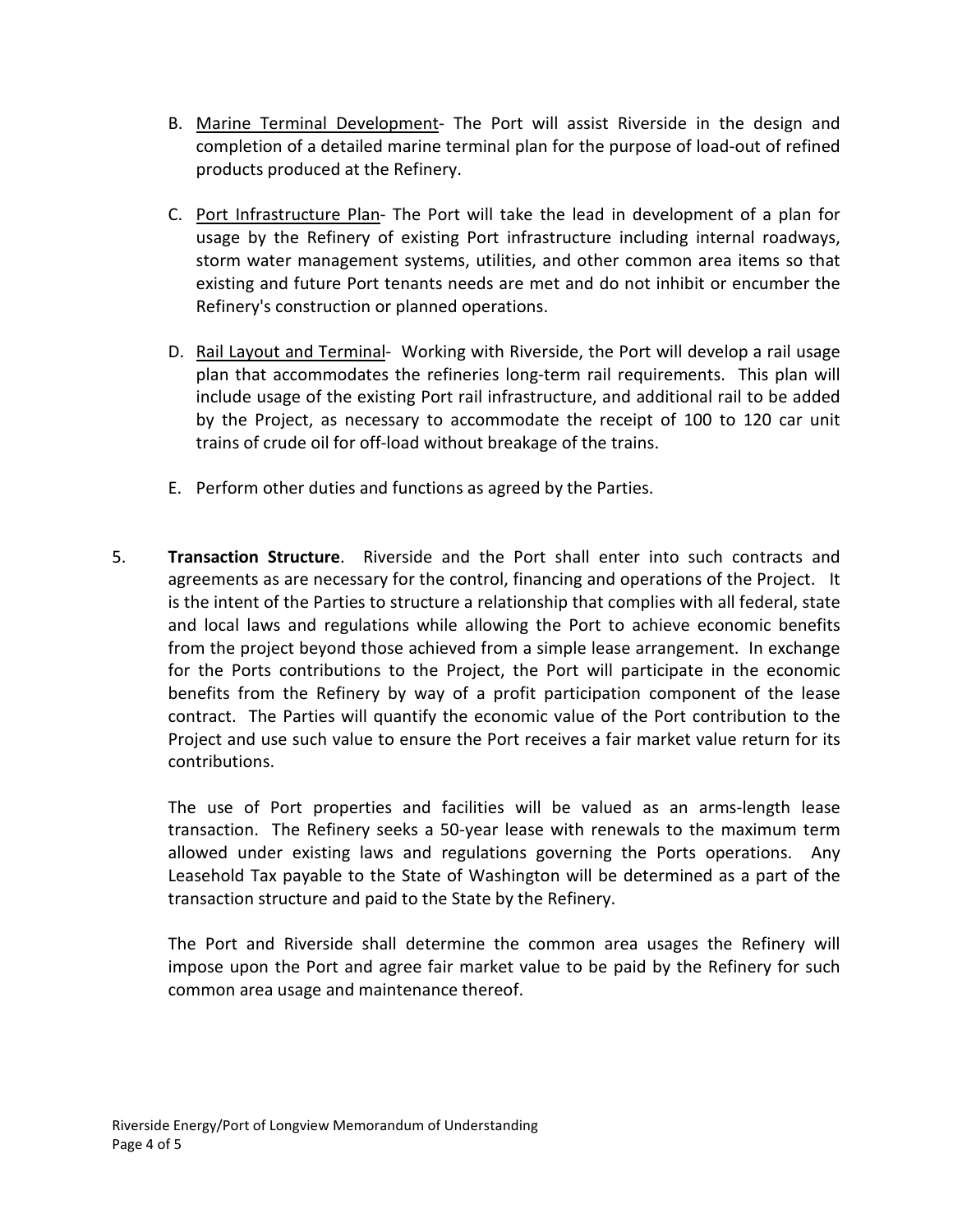B. Marine Terminal Development- The Port will assist Riverside in the design and completion of a detailed marine terminal plan for the purpose of load-out of refined products produced at the Refinery.

C. Port Infrastructure Plan- The Port will take the lead in development of a plan for usage by the Refinery of existing Port infrastructure including internal roadways, storm water management systems, utilities, and other common area items so that existing and future Port tenants needs are met and do not inhibit or encumber the Refinery's construction or planned operations.

D. Rail Layout and Terminal- Working with Riverside, the Port will develop a rail usage plan that accommodates the refineries long-term rail requirements. This plan will include usage of the existing Port rail infrastructure, and additional rail to be added by the Project, as necessary to accommodate the receipt of 100 to 120 car unit trains of crude oil for off-load without breakage of the trains.

E. Perform other duties and functions as agreed by the Parties.

5. **Transaction Structure**. Riverside and the Port shall enter into such contracts and agreements as are necessary for the control, financing and operations of the Project. It is the intent of the Parties to structure a relationship that complies with all federal, state and local laws and regulations while allowing the Port to achieve economic benefits from the project beyond those achieved from a simple lease arrangement. In exchange for the Ports contributions to the Project, the Port will participate in the economic benefits from the Refinery by way of a profit participation component of the lease contract. The Parties will quantify the economic value of the Port contribution to the Project and use such value to ensure the Port receives a fair market value return for its contributions.

   The use of Port properties and facilities will be valued as an arms-length lease transaction. The Refinery seeks a 50-year lease with renewals to the maximum term allowed under existing laws and regulations governing the Ports operations. Any Leasehold Tax payable to the State of Washington will be determined as a part of the transaction structure and paid to the State by the Refinery.

   The Port and Riverside shall determine the common area usages the Refinery will impose upon the Port and agree fair market value to be paid by the Refinery for such common area usage and maintenance thereof.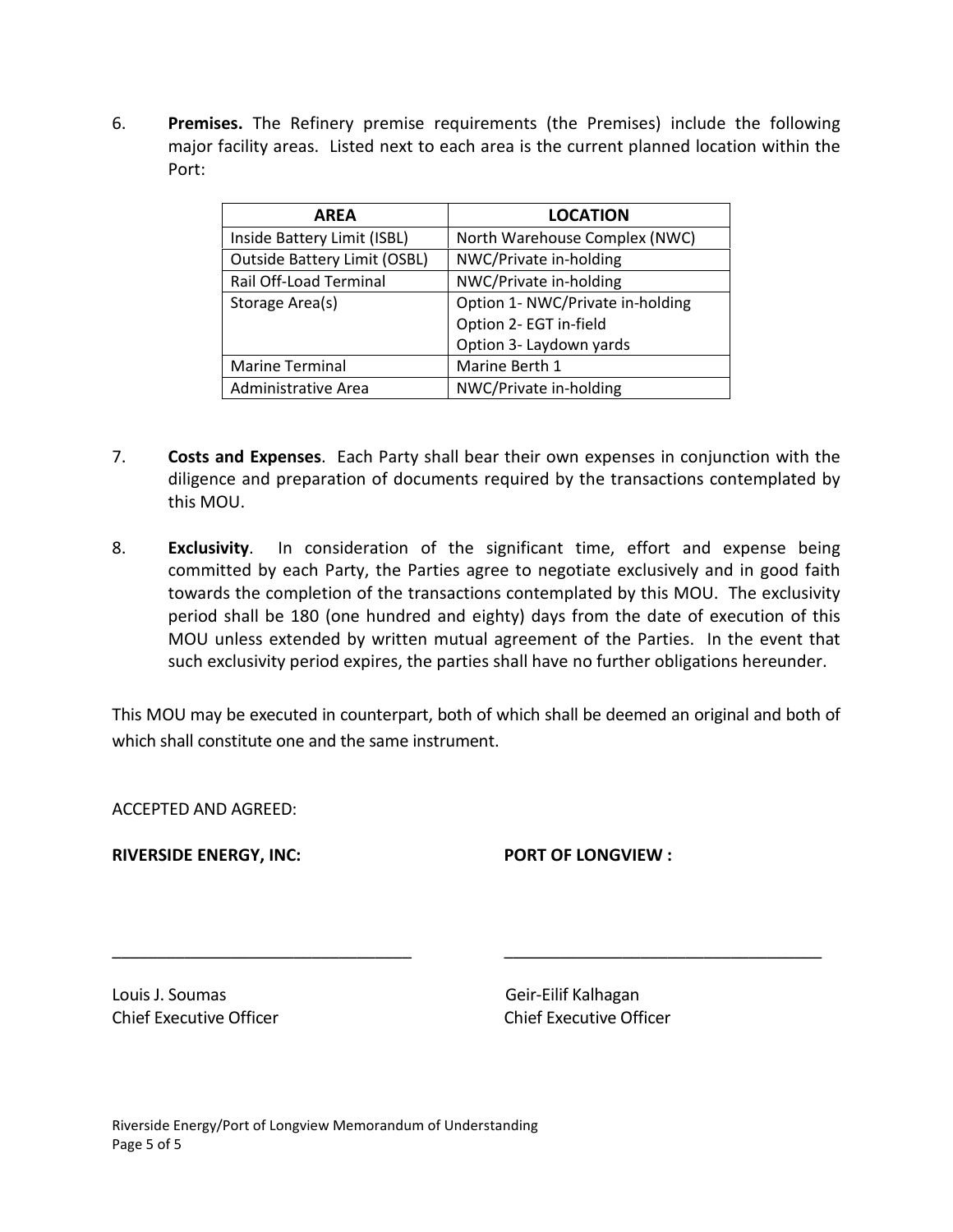6. **Premises.** The Refinery premise requirements (the Premises) include the following major facility areas. Listed next to each area is the current planned location within the Port:

| AREA | LOCATION |
|---|---|
| Inside Battery Limit (ISBL) | North Warehouse Complex (NWC) |
| Outside Battery Limit (OSBL) | NWC/Private in-holding |
| Rail Off-Load Terminal | NWC/Private in-holding |
| Storage Area(s) | Option 1- NWC/Private in-holding<br>Option 2- EGT in-field<br>Option 3- Laydown yards |
| Marine Terminal | Marine Berth 1 |
| Administrative Area | NWC/Private in-holding |

7. **Costs and Expenses**. Each Party shall bear their own expenses in conjunction with the diligence and preparation of documents required by the transactions contemplated by this MOU.

8. **Exclusivity**. In consideration of the significant time, effort and expense being committed by each Party, the Parties agree to negotiate exclusively and in good faith towards the completion of the transactions contemplated by this MOU. The exclusivity period shall be 180 (one hundred and eighty) days from the date of execution of this MOU unless extended by written mutual agreement of the Parties. In the event that such exclusivity period expires, the parties shall have no further obligations hereunder.

This MOU may be executed in counterpart, both of which shall be deemed an original and both of which shall constitute one and the same instrument.

ACCEPTED AND AGREED:

**RIVERSIDE ENERGY, INC:**

\_\_\_\_\_\_\_\_\_\_\_\_\_\_\_\_\_\_\_\_\_\_\_\_\_\_\_\_\_\_\_\_\_

Louis J. Soumas
Chief Executive Officer

**PORT OF LONGVIEW :**

\_\_\_\_\_\_\_\_\_\_\_\_\_\_\_\_\_\_\_\_\_\_\_\_\_\_\_\_\_\_\_\_\_\_\_

Geir-Eilif Kalhagan
Chief Executive Officer